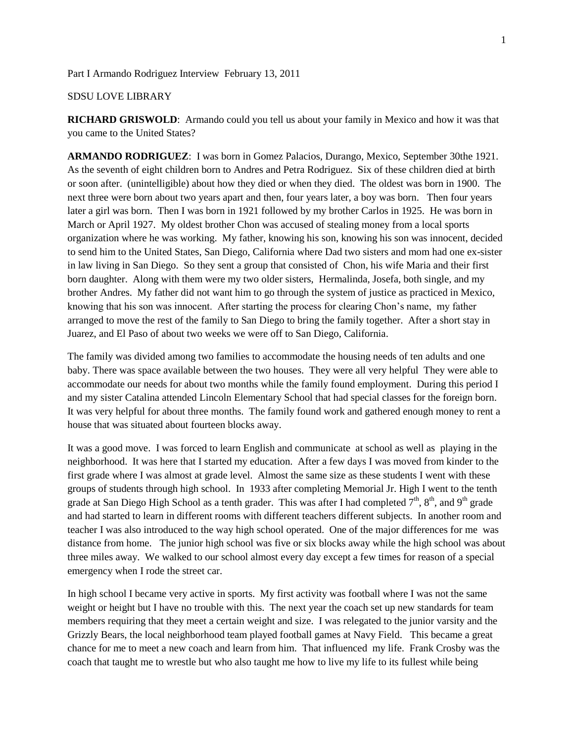Part I Armando Rodriguez Interview February 13, 2011

SDSU LOVE LIBRARY

**RICHARD GRISWOLD**: Armando could you tell us about your family in Mexico and how it was that you came to the United States?

**ARMANDO RODRIGUEZ**: I was born in Gomez Palacios, Durango, Mexico, September 30the 1921. As the seventh of eight children born to Andres and Petra Rodriguez. Six of these children died at birth or soon after. (unintelligible) about how they died or when they died. The oldest was born in 1900. The next three were born about two years apart and then, four years later, a boy was born. Then four years later a girl was born. Then I was born in 1921 followed by my brother Carlos in 1925. He was born in March or April 1927. My oldest brother Chon was accused of stealing money from a local sports organization where he was working. My father, knowing his son, knowing his son was innocent, decided to send him to the United States, San Diego, California where Dad two sisters and mom had one ex-sister in law living in San Diego. So they sent a group that consisted of Chon, his wife Maria and their first born daughter. Along with them were my two older sisters, Hermalinda, Josefa, both single, and my brother Andres. My father did not want him to go through the system of justice as practiced in Mexico, knowing that his son was innocent. After starting the process for clearing Chon's name, my father arranged to move the rest of the family to San Diego to bring the family together. After a short stay in Juarez, and El Paso of about two weeks we were off to San Diego, California.

The family was divided among two families to accommodate the housing needs of ten adults and one baby. There was space available between the two houses. They were all very helpful They were able to accommodate our needs for about two months while the family found employment. During this period I and my sister Catalina attended Lincoln Elementary School that had special classes for the foreign born. It was very helpful for about three months. The family found work and gathered enough money to rent a house that was situated about fourteen blocks away.

It was a good move. I was forced to learn English and communicate at school as well as playing in the neighborhood. It was here that I started my education. After a few days I was moved from kinder to the first grade where I was almost at grade level. Almost the same size as these students I went with these groups of students through high school. In 1933 after completing Memorial Jr. High I went to the tenth grade at San Diego High School as a tenth grader. This was after I had completed 7th, 8th, and 9th grade and had started to learn in different rooms with different teachers different subjects. In another room and teacher I was also introduced to the way high school operated. One of the major differences for me was distance from home. The junior high school was five or six blocks away while the high school was about three miles away. We walked to our school almost every day except a few times for reason of a special emergency when I rode the street car.

In high school I became very active in sports. My first activity was football where I was not the same weight or height but I have no trouble with this. The next year the coach set up new standards for team members requiring that they meet a certain weight and size. I was relegated to the junior varsity and the Grizzly Bears, the local neighborhood team played football games at Navy Field. This became a great chance for me to meet a new coach and learn from him. That influenced my life. Frank Crosby was the coach that taught me to wrestle but who also taught me how to live my life to its fullest while being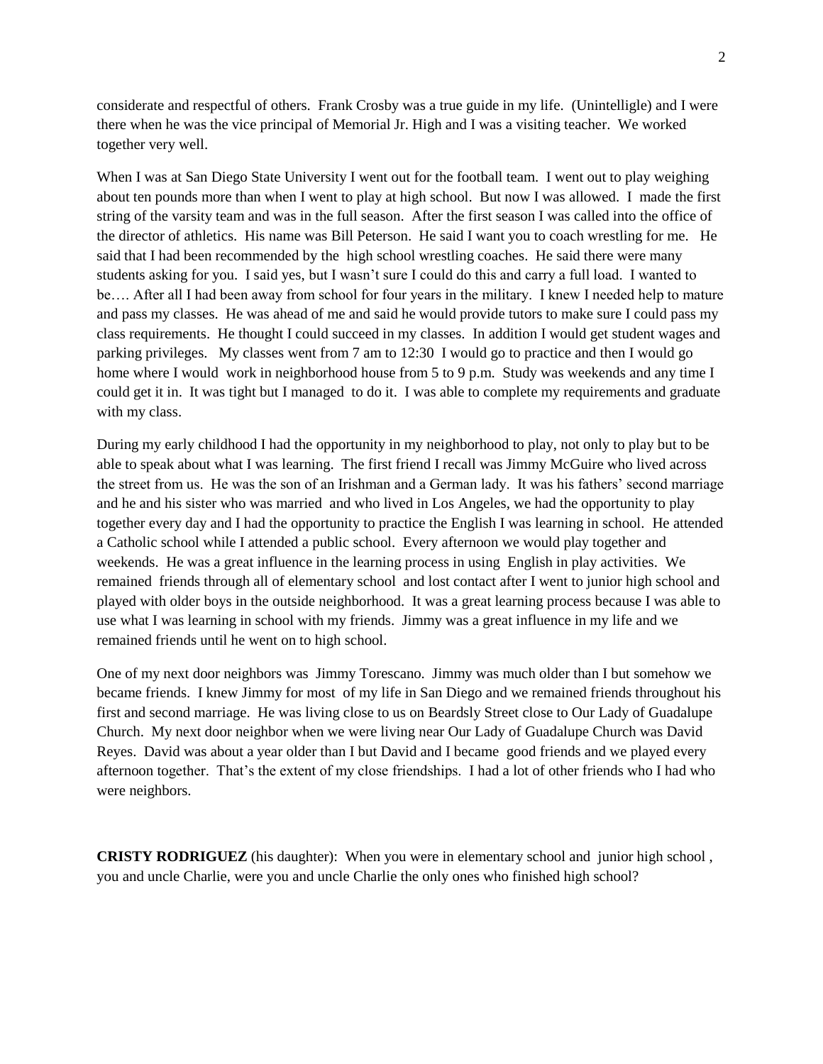considerate and respectful of others. Frank Crosby was a true guide in my life. (Unintelligle) and I were there when he was the vice principal of Memorial Jr. High and I was a visiting teacher. We worked together very well.

When I was at San Diego State University I went out for the football team. I went out to play weighing about ten pounds more than when I went to play at high school. But now I was allowed. I made the first string of the varsity team and was in the full season. After the first season I was called into the office of the director of athletics. His name was Bill Peterson. He said I want you to coach wrestling for me. He said that I had been recommended by the high school wrestling coaches. He said there were many students asking for you. I said yes, but I wasn't sure I could do this and carry a full load. I wanted to be…. After all I had been away from school for four years in the military. I knew I needed help to mature and pass my classes. He was ahead of me and said he would provide tutors to make sure I could pass my class requirements. He thought I could succeed in my classes. In addition I would get student wages and parking privileges. My classes went from 7 am to 12:30 I would go to practice and then I would go home where I would work in neighborhood house from 5 to 9 p.m. Study was weekends and any time I could get it in. It was tight but I managed to do it. I was able to complete my requirements and graduate with my class.

During my early childhood I had the opportunity in my neighborhood to play, not only to play but to be able to speak about what I was learning. The first friend I recall was Jimmy McGuire who lived across the street from us. He was the son of an Irishman and a German lady. It was his fathers' second marriage and he and his sister who was married and who lived in Los Angeles, we had the opportunity to play together every day and I had the opportunity to practice the English I was learning in school. He attended a Catholic school while I attended a public school. Every afternoon we would play together and weekends. He was a great influence in the learning process in using English in play activities. We remained friends through all of elementary school and lost contact after I went to junior high school and played with older boys in the outside neighborhood. It was a great learning process because I was able to use what I was learning in school with my friends. Jimmy was a great influence in my life and we remained friends until he went on to high school.

One of my next door neighbors was Jimmy Torescano. Jimmy was much older than I but somehow we became friends. I knew Jimmy for most of my life in San Diego and we remained friends throughout his first and second marriage. He was living close to us on Beardsly Street close to Our Lady of Guadalupe Church. My next door neighbor when we were living near Our Lady of Guadalupe Church was David Reyes. David was about a year older than I but David and I became good friends and we played every afternoon together. That's the extent of my close friendships. I had a lot of other friends who I had who were neighbors.

**CRISTY RODRIGUEZ** (his daughter): When you were in elementary school and junior high school , you and uncle Charlie, were you and uncle Charlie the only ones who finished high school?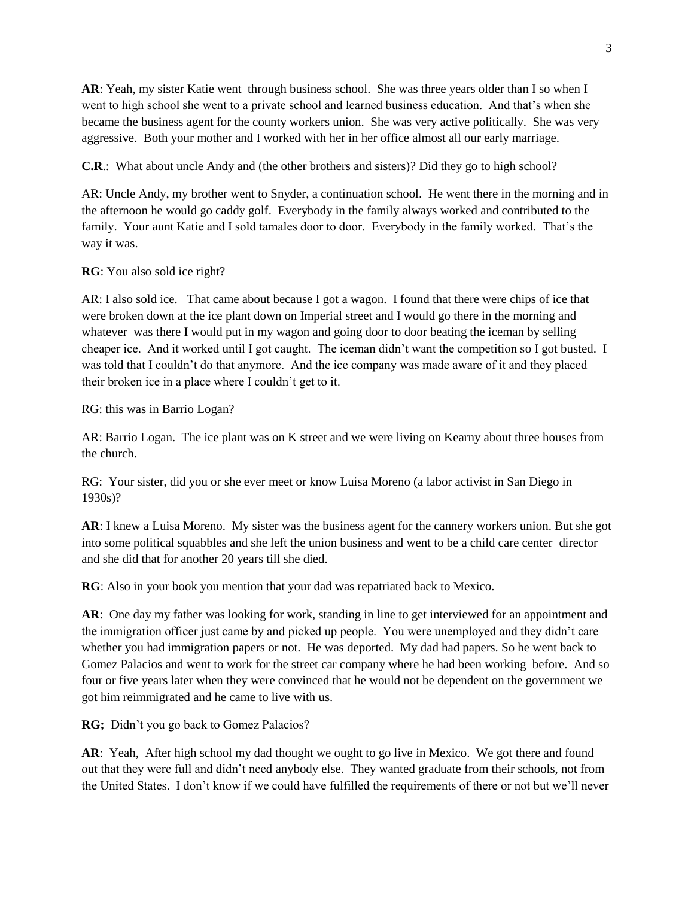**AR**: Yeah, my sister Katie went through business school. She was three years older than I so when I went to high school she went to a private school and learned business education. And that's when she became the business agent for the county workers union. She was very active politically. She was very aggressive. Both your mother and I worked with her in her office almost all our early marriage.

**C.R**.: What about uncle Andy and (the other brothers and sisters)? Did they go to high school?

AR: Uncle Andy, my brother went to Snyder, a continuation school. He went there in the morning and in the afternoon he would go caddy golf. Everybody in the family always worked and contributed to the family. Your aunt Katie and I sold tamales door to door. Everybody in the family worked. That's the way it was.

**RG**: You also sold ice right?

AR: I also sold ice. That came about because I got a wagon. I found that there were chips of ice that were broken down at the ice plant down on Imperial street and I would go there in the morning and whatever was there I would put in my wagon and going door to door beating the iceman by selling cheaper ice. And it worked until I got caught. The iceman didn't want the competition so I got busted. I was told that I couldn't do that anymore. And the ice company was made aware of it and they placed their broken ice in a place where I couldn't get to it.

RG: this was in Barrio Logan?

AR: Barrio Logan. The ice plant was on K street and we were living on Kearny about three houses from the church.

RG: Your sister, did you or she ever meet or know Luisa Moreno (a labor activist in San Diego in 1930s)?

**AR**: I knew a Luisa Moreno. My sister was the business agent for the cannery workers union. But she got into some political squabbles and she left the union business and went to be a child care center director and she did that for another 20 years till she died.

**RG**: Also in your book you mention that your dad was repatriated back to Mexico.

**AR**: One day my father was looking for work, standing in line to get interviewed for an appointment and the immigration officer just came by and picked up people. You were unemployed and they didn't care whether you had immigration papers or not. He was deported. My dad had papers. So he went back to Gomez Palacios and went to work for the street car company where he had been working before. And so four or five years later when they were convinced that he would not be dependent on the government we got him reimmigrated and he came to live with us.

**RG;** Didn't you go back to Gomez Palacios?

**AR**: Yeah, After high school my dad thought we ought to go live in Mexico. We got there and found out that they were full and didn't need anybody else. They wanted graduate from their schools, not from the United States. I don't know if we could have fulfilled the requirements of there or not but we'll never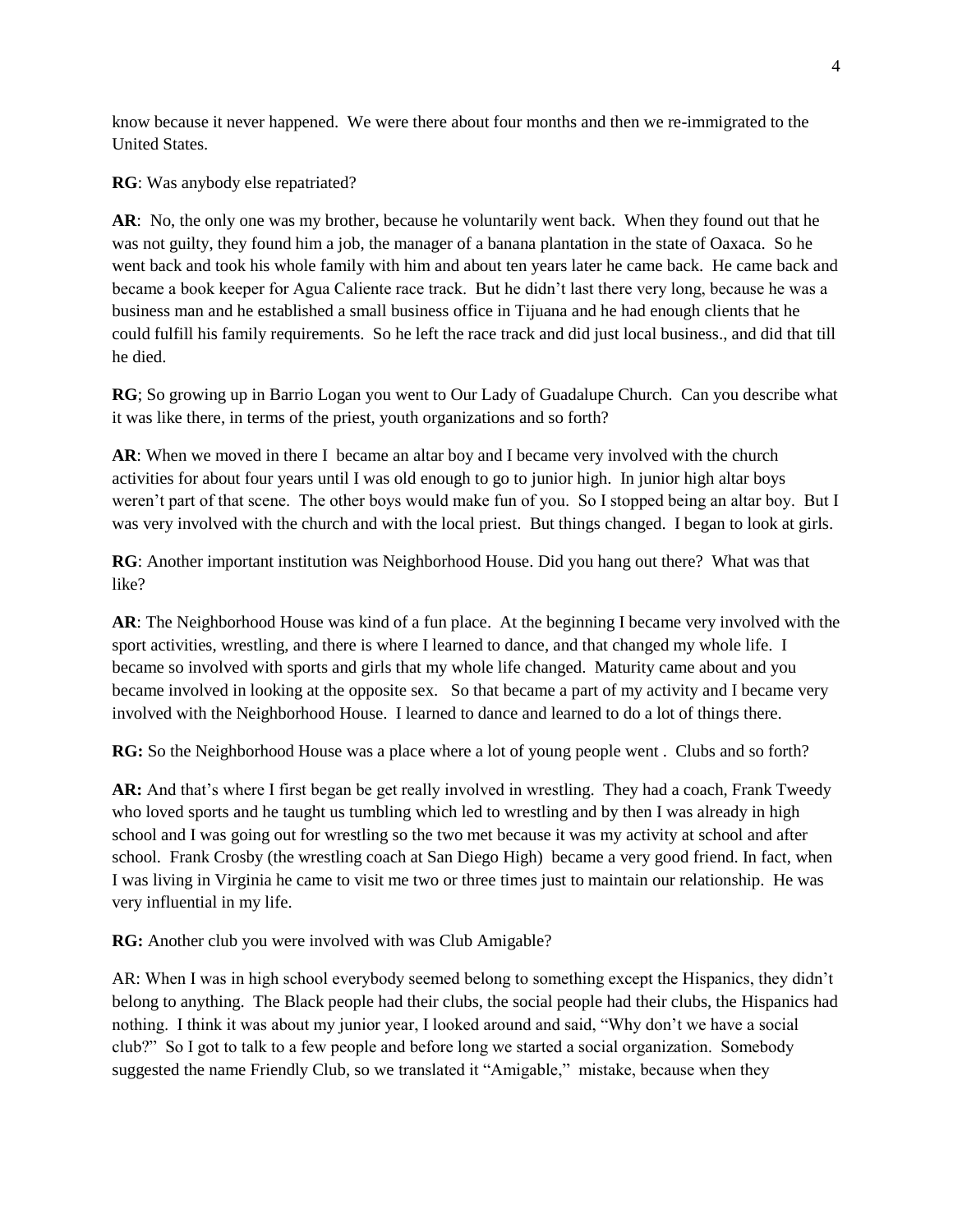know because it never happened. We were there about four months and then we re-immigrated to the United States.

**RG**: Was anybody else repatriated?

**AR**: No, the only one was my brother, because he voluntarily went back. When they found out that he was not guilty, they found him a job, the manager of a banana plantation in the state of Oaxaca. So he went back and took his whole family with him and about ten years later he came back. He came back and became a book keeper for Agua Caliente race track. But he didn't last there very long, because he was a business man and he established a small business office in Tijuana and he had enough clients that he could fulfill his family requirements. So he left the race track and did just local business., and did that till he died.

**RG**; So growing up in Barrio Logan you went to Our Lady of Guadalupe Church. Can you describe what it was like there, in terms of the priest, youth organizations and so forth?

**AR**: When we moved in there I became an altar boy and I became very involved with the church activities for about four years until I was old enough to go to junior high. In junior high altar boys weren't part of that scene. The other boys would make fun of you. So I stopped being an altar boy. But I was very involved with the church and with the local priest. But things changed. I began to look at girls.

**RG**: Another important institution was Neighborhood House. Did you hang out there? What was that like?

**AR**: The Neighborhood House was kind of a fun place. At the beginning I became very involved with the sport activities, wrestling, and there is where I learned to dance, and that changed my whole life. I became so involved with sports and girls that my whole life changed. Maturity came about and you became involved in looking at the opposite sex. So that became a part of my activity and I became very involved with the Neighborhood House. I learned to dance and learned to do a lot of things there.

**RG:** So the Neighborhood House was a place where a lot of young people went . Clubs and so forth?

**AR:** And that's where I first began be get really involved in wrestling. They had a coach, Frank Tweedy who loved sports and he taught us tumbling which led to wrestling and by then I was already in high school and I was going out for wrestling so the two met because it was my activity at school and after school. Frank Crosby (the wrestling coach at San Diego High) became a very good friend. In fact, when I was living in Virginia he came to visit me two or three times just to maintain our relationship. He was very influential in my life.

**RG:** Another club you were involved with was Club Amigable?

AR: When I was in high school everybody seemed belong to something except the Hispanics, they didn't belong to anything. The Black people had their clubs, the social people had their clubs, the Hispanics had nothing. I think it was about my junior year, I looked around and said, "Why don't we have a social club?" So I got to talk to a few people and before long we started a social organization. Somebody suggested the name Friendly Club, so we translated it "Amigable," mistake, because when they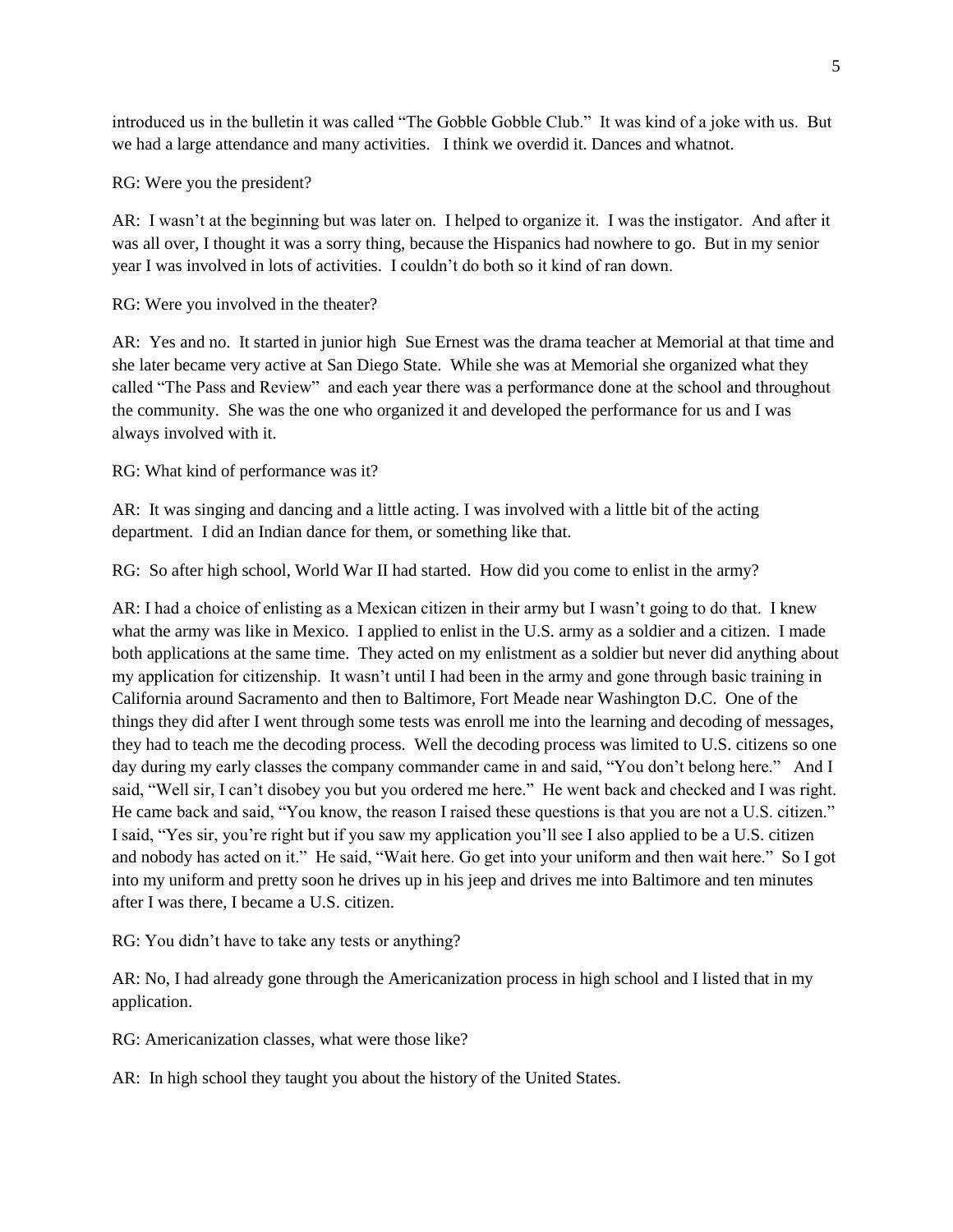introduced us in the bulletin it was called "The Gobble Gobble Club." It was kind of a joke with us. But we had a large attendance and many activities. I think we overdid it. Dances and whatnot.

RG: Were you the president?

AR: I wasn't at the beginning but was later on. I helped to organize it. I was the instigator. And after it was all over, I thought it was a sorry thing, because the Hispanics had nowhere to go. But in my senior year I was involved in lots of activities. I couldn't do both so it kind of ran down.

RG: Were you involved in the theater?

AR: Yes and no. It started in junior high Sue Ernest was the drama teacher at Memorial at that time and she later became very active at San Diego State. While she was at Memorial she organized what they called "The Pass and Review" and each year there was a performance done at the school and throughout the community. She was the one who organized it and developed the performance for us and I was always involved with it.

RG: What kind of performance was it?

AR: It was singing and dancing and a little acting. I was involved with a little bit of the acting department. I did an Indian dance for them, or something like that.

RG: So after high school, World War II had started. How did you come to enlist in the army?

AR: I had a choice of enlisting as a Mexican citizen in their army but I wasn't going to do that. I knew what the army was like in Mexico. I applied to enlist in the U.S. army as a soldier and a citizen. I made both applications at the same time. They acted on my enlistment as a soldier but never did anything about my application for citizenship. It wasn't until I had been in the army and gone through basic training in California around Sacramento and then to Baltimore, Fort Meade near Washington D.C. One of the things they did after I went through some tests was enroll me into the learning and decoding of messages, they had to teach me the decoding process. Well the decoding process was limited to U.S. citizens so one day during my early classes the company commander came in and said, "You don't belong here." And I said, "Well sir, I can't disobey you but you ordered me here." He went back and checked and I was right. He came back and said, "You know, the reason I raised these questions is that you are not a U.S. citizen." I said, "Yes sir, you're right but if you saw my application you'll see I also applied to be a U.S. citizen and nobody has acted on it." He said, "Wait here. Go get into your uniform and then wait here." So I got into my uniform and pretty soon he drives up in his jeep and drives me into Baltimore and ten minutes after I was there, I became a U.S. citizen.

RG: You didn't have to take any tests or anything?

AR: No, I had already gone through the Americanization process in high school and I listed that in my application.

RG: Americanization classes, what were those like?

AR: In high school they taught you about the history of the United States.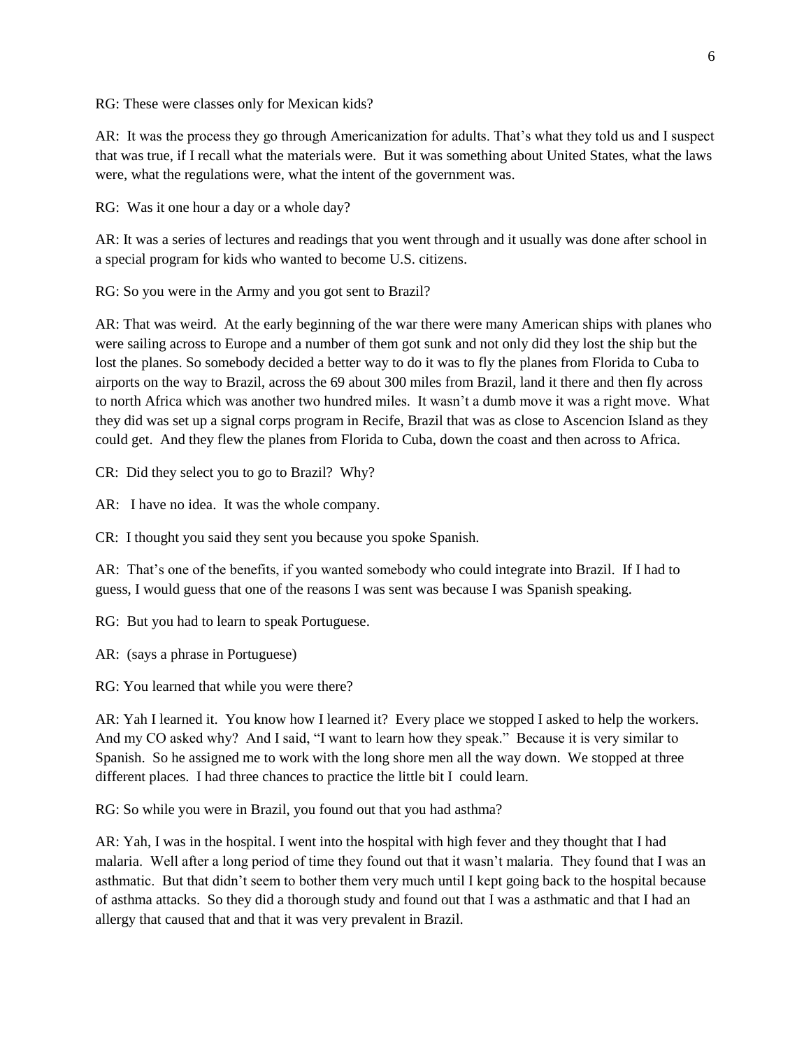RG: These were classes only for Mexican kids?

AR: It was the process they go through Americanization for adults. That's what they told us and I suspect that was true, if I recall what the materials were. But it was something about United States, what the laws were, what the regulations were, what the intent of the government was.

RG: Was it one hour a day or a whole day?

AR: It was a series of lectures and readings that you went through and it usually was done after school in a special program for kids who wanted to become U.S. citizens.

RG: So you were in the Army and you got sent to Brazil?

AR: That was weird. At the early beginning of the war there were many American ships with planes who were sailing across to Europe and a number of them got sunk and not only did they lost the ship but the lost the planes. So somebody decided a better way to do it was to fly the planes from Florida to Cuba to airports on the way to Brazil, across the 69 about 300 miles from Brazil, land it there and then fly across to north Africa which was another two hundred miles. It wasn't a dumb move it was a right move. What they did was set up a signal corps program in Recife, Brazil that was as close to Ascencion Island as they could get. And they flew the planes from Florida to Cuba, down the coast and then across to Africa.

CR: Did they select you to go to Brazil? Why?

AR: I have no idea. It was the whole company.

CR: I thought you said they sent you because you spoke Spanish.

AR: That's one of the benefits, if you wanted somebody who could integrate into Brazil. If I had to guess, I would guess that one of the reasons I was sent was because I was Spanish speaking.

RG: But you had to learn to speak Portuguese.

AR: (says a phrase in Portuguese)

RG: You learned that while you were there?

AR: Yah I learned it. You know how I learned it? Every place we stopped I asked to help the workers. And my CO asked why? And I said, "I want to learn how they speak." Because it is very similar to Spanish. So he assigned me to work with the long shore men all the way down. We stopped at three different places. I had three chances to practice the little bit I could learn.

RG: So while you were in Brazil, you found out that you had asthma?

AR: Yah, I was in the hospital. I went into the hospital with high fever and they thought that I had malaria. Well after a long period of time they found out that it wasn't malaria. They found that I was an asthmatic. But that didn't seem to bother them very much until I kept going back to the hospital because of asthma attacks. So they did a thorough study and found out that I was a asthmatic and that I had an allergy that caused that and that it was very prevalent in Brazil.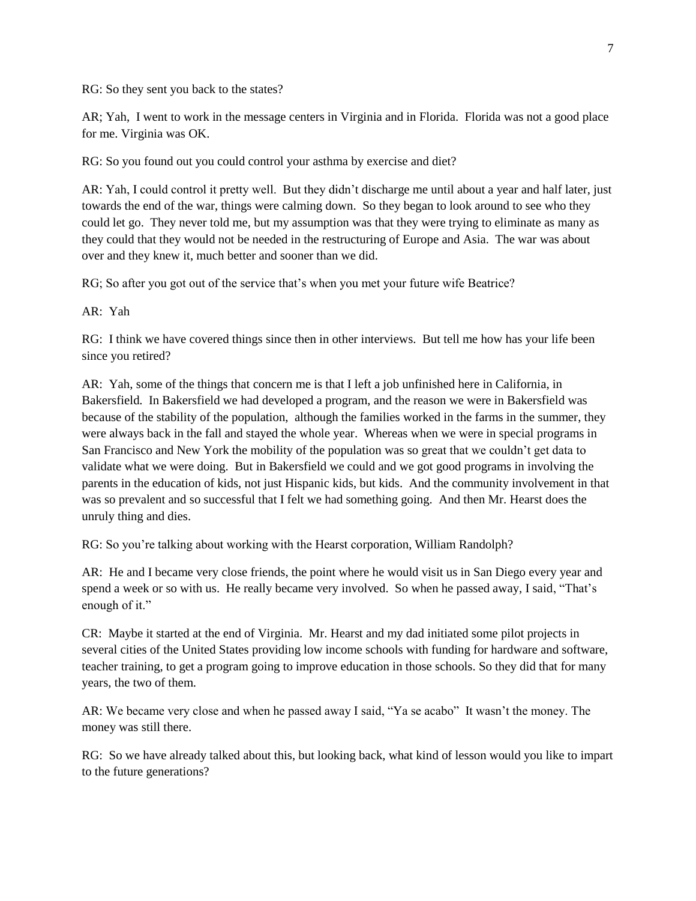RG: So they sent you back to the states?

AR; Yah, I went to work in the message centers in Virginia and in Florida. Florida was not a good place for me. Virginia was OK.

RG: So you found out you could control your asthma by exercise and diet?

AR: Yah, I could control it pretty well. But they didn't discharge me until about a year and half later, just towards the end of the war, things were calming down. So they began to look around to see who they could let go. They never told me, but my assumption was that they were trying to eliminate as many as they could that they would not be needed in the restructuring of Europe and Asia. The war was about over and they knew it, much better and sooner than we did.

RG; So after you got out of the service that's when you met your future wife Beatrice?

AR: Yah

RG: I think we have covered things since then in other interviews. But tell me how has your life been since you retired?

AR: Yah, some of the things that concern me is that I left a job unfinished here in California, in Bakersfield. In Bakersfield we had developed a program, and the reason we were in Bakersfield was because of the stability of the population, although the families worked in the farms in the summer, they were always back in the fall and stayed the whole year. Whereas when we were in special programs in San Francisco and New York the mobility of the population was so great that we couldn't get data to validate what we were doing. But in Bakersfield we could and we got good programs in involving the parents in the education of kids, not just Hispanic kids, but kids. And the community involvement in that was so prevalent and so successful that I felt we had something going. And then Mr. Hearst does the unruly thing and dies.

RG: So you're talking about working with the Hearst corporation, William Randolph?

AR: He and I became very close friends, the point where he would visit us in San Diego every year and spend a week or so with us. He really became very involved. So when he passed away, I said, "That's enough of it."

CR: Maybe it started at the end of Virginia. Mr. Hearst and my dad initiated some pilot projects in several cities of the United States providing low income schools with funding for hardware and software, teacher training, to get a program going to improve education in those schools. So they did that for many years, the two of them.

AR: We became very close and when he passed away I said, "Ya se acabo" It wasn't the money. The money was still there.

RG: So we have already talked about this, but looking back, what kind of lesson would you like to impart to the future generations?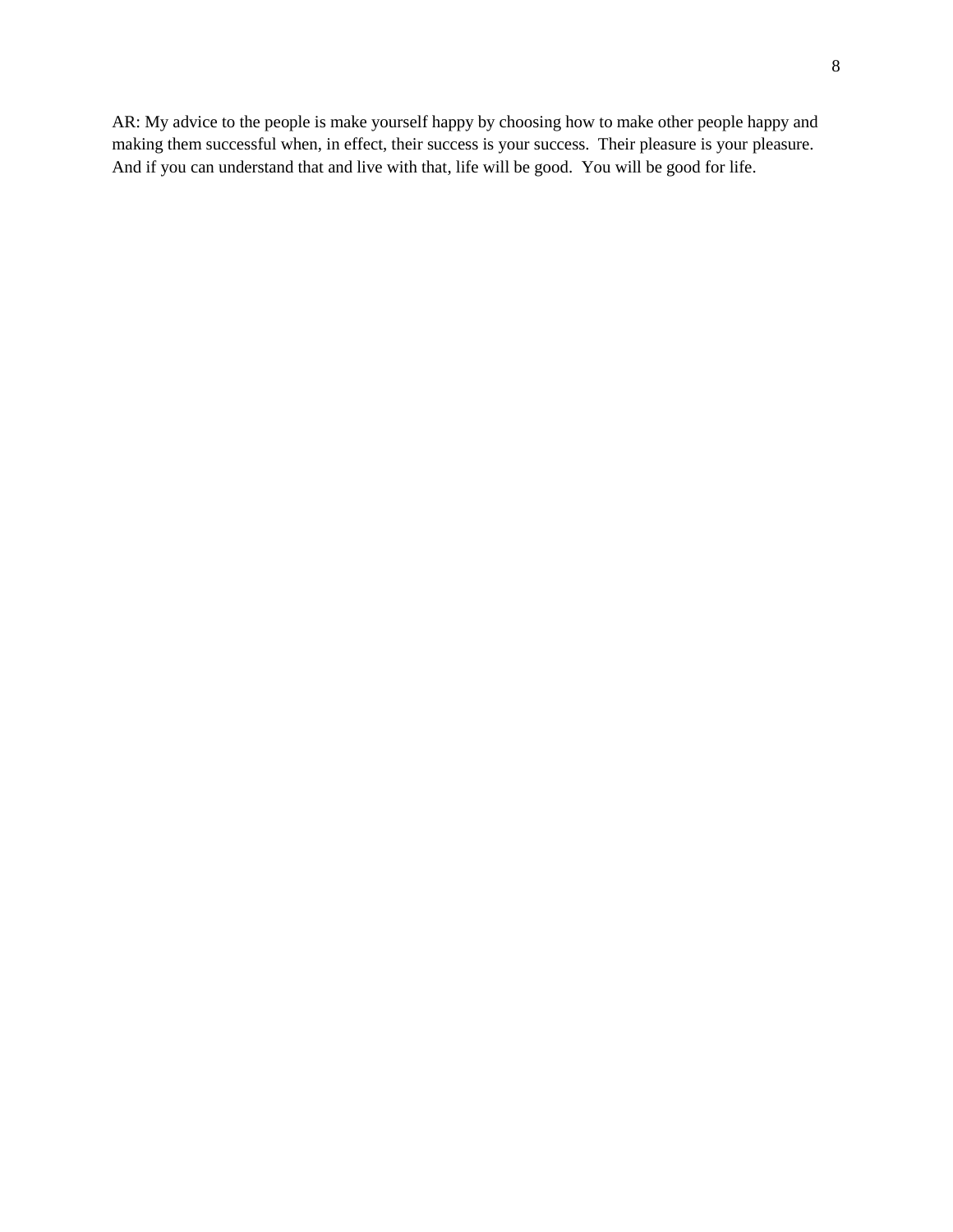AR: My advice to the people is make yourself happy by choosing how to make other people happy and making them successful when, in effect, their success is your success. Their pleasure is your pleasure. And if you can understand that and live with that, life will be good. You will be good for life.